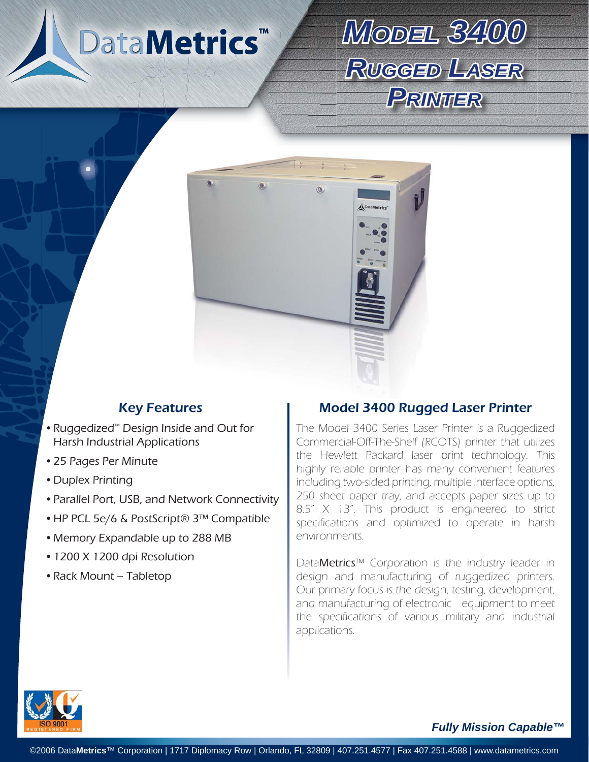# DataMetrics™

# Model 3400 Rugged Laser Printer

## Key Features

- Ruggedized™ Design Inside and Out for Harsh Industrial Applications
- 25 Pages Per Minute
- Duplex Printing
- Parallel Port, USB, and Network Connectivity
- HP PCL 5e/6 & PostScript® 3™ Compatible
- Memory Expandable up to 288 MB
- 1200 X 1200 dpi Resolution
- Rack Mount – Tabletop

## Model 3400 Rugged Laser Printer

The Model 3400 Series Laser Printer is a Ruggedized Commercial-Off-The-Shelf (RCOTS) printer that utilizes the Hewlett Packard laser print technology. This highly reliable printer has many convenient features including two-sided printing, multiple interface options, 250 sheet paper tray, and accepts paper sizes up to 8.5" X 13". This product is engineered to strict specifications and optimized to operate in harsh environments.

DataMetrics™ Corporation is the industry leader in design and manufacturing of ruggedized printers. Our primary focus is the design, testing, development, and manufacturing of electronic equipment to meet the specifications of various military and industrial applications.

ISO 9001 REGISTERED FIRM

*Fully Mission Capable™*

©2006 DataMetrics™ Corporation | 1717 Diplomacy Row | Orlando, FL 32809 | 407.251.4577 | Fax 407.251.4588 | www.datametrics.com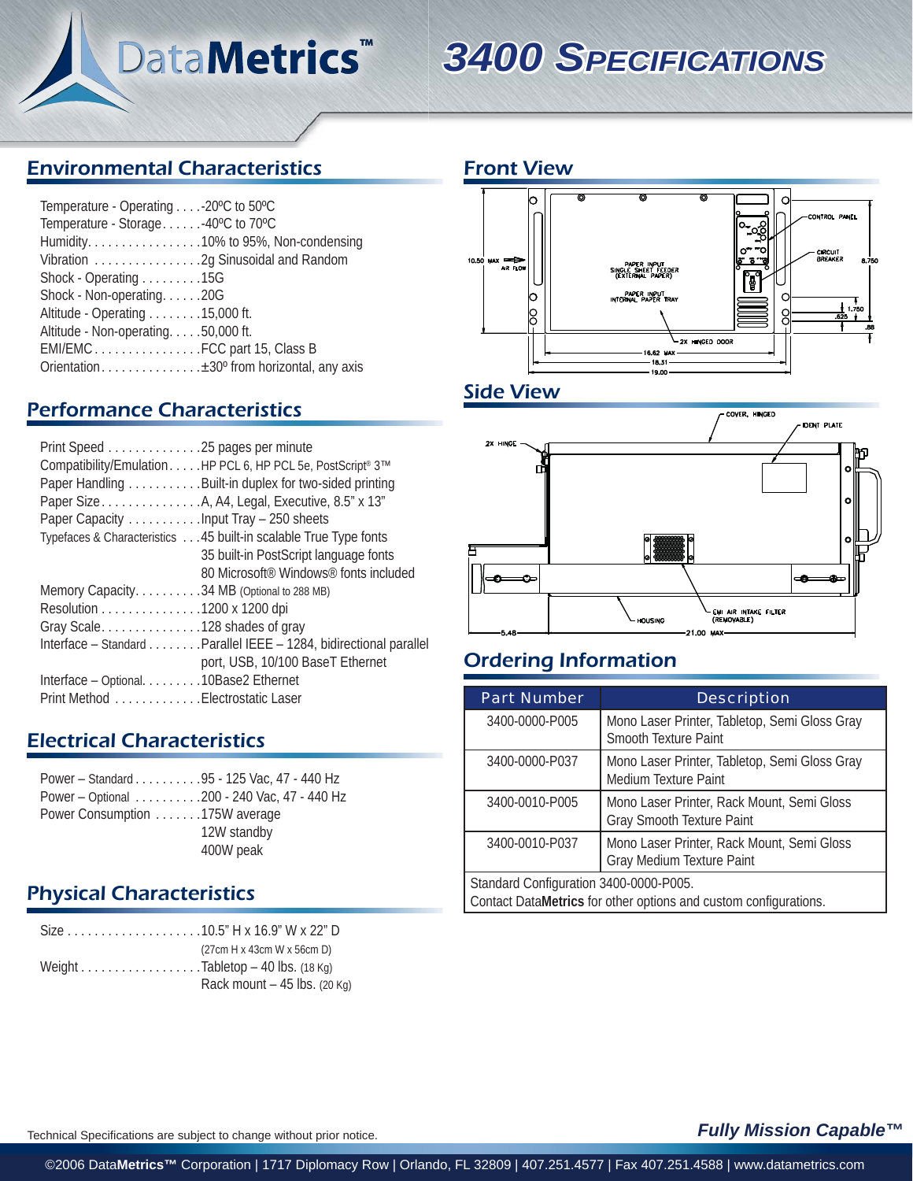# DataMetrics™ 3400 SPECIFICATIONS

## Environmental Characteristics

Temperature - Operating . . . . -20ºC to 50ºC
Temperature - Storage. . . . . . -40ºC to 70ºC
Humidity. . . . . . . . . . . . . . . . . 10% to 95%, Non-condensing
Vibration . . . . . . . . . . . . . . . . 2g Sinusoidal and Random
Shock - Operating . . . . . . . . . 15G
Shock - Non-operating. . . . . . 20G
Altitude - Operating . . . . . . . . 15,000 ft.
Altitude - Non-operating. . . . . 50,000 ft.
EMI/EMC. . . . . . . . . . . . . . . . FCC part 15, Class B
Orientation. . . . . . . . . . . . . . ±30º from horizontal, any axis

## Performance Characteristics

Print Speed . . . . . . . . . . . . . 25 pages per minute
Compatibility/Emulation. . . . . HP PCL 6, HP PCL 5e, PostScript® 3™
Paper Handling . . . . . . . . . . . Built-in duplex for two-sided printing
Paper Size. . . . . . . . . . . . . . . A, A4, Legal, Executive, 8.5" x 13"
Paper Capacity . . . . . . . . . . . Input Tray – 250 sheets
Typefaces & Characteristics . . . 45 built-in scalable True Type fonts
35 built-in PostScript language fonts
80 Microsoft® Windows® fonts included
Memory Capacity. . . . . . . . . 34 MB (Optional to 288 MB)
Resolution . . . . . . . . . . . . . . . 1200 x 1200 dpi
Gray Scale. . . . . . . . . . . . . . . 128 shades of gray
Interface – Standard . . . . . . . . Parallel IEEE – 1284, bidirectional parallel port, USB, 10/100 BaseT Ethernet
Interface – Optional. . . . . . . . . 10Base2 Ethernet
Print Method . . . . . . . . . . . . . Electrostatic Laser

## Electrical Characteristics

Power – Standard . . . . . . . . . . 95 - 125 Vac, 47 - 440 Hz
Power – Optional . . . . . . . . . . 200 - 240 Vac, 47 - 440 Hz
Power Consumption . . . . . . . 175W average
12W standby
400W peak

## Physical Characteristics

Size . . . . . . . . . . . . . . . . . . . . 10.5" H x 16.9" W x 22" D
(27cm H x 43cm W x 56cm D)
Weight . . . . . . . . . . . . . . . . . . Tabletop – 40 lbs. (18 Kg)
Rack mount – 45 lbs. (20 Kg)

## Front View

10.50 MAX
AIR FLOW
PAPER INPUT SINGLE SHEET FEEDER (EXTERNAL PAPER)
PAPER INPUT INTERNAL PAPER TRAY
CONTROL PANEL
CIRCUIT BREAKER
8.750
1.750
.625
.88
2X HINGED DOOR
16.62 MAX
18.31
19.00

## Side View

COVER, HINGED
IDENT PLATE
2X HINGE
HOUSING
EMI AIR INTAKE FILTER (REMOVABLE)
5.48
21.00 MAX

## Ordering Information

| Part Number | Description |
|---|---|
| 3400-0000-P005 | Mono Laser Printer, Tabletop, Semi Gloss Gray Smooth Texture Paint |
| 3400-0000-P037 | Mono Laser Printer, Tabletop, Semi Gloss Gray Medium Texture Paint |
| 3400-0010-P005 | Mono Laser Printer, Rack Mount, Semi Gloss Gray Smooth Texture Paint |
| 3400-0010-P037 | Mono Laser Printer, Rack Mount, Semi Gloss Gray Medium Texture Paint |

Standard Configuration 3400-0000-P005.
Contact Data**Metrics** for other options and custom configurations.

Technical Specifications are subject to change without prior notice.

*Fully Mission Capable™*

©2006 Data**Metrics™** Corporation | 1717 Diplomacy Row | Orlando, FL 32809 | 407.251.4577 | Fax 407.251.4588 | www.datametrics.com